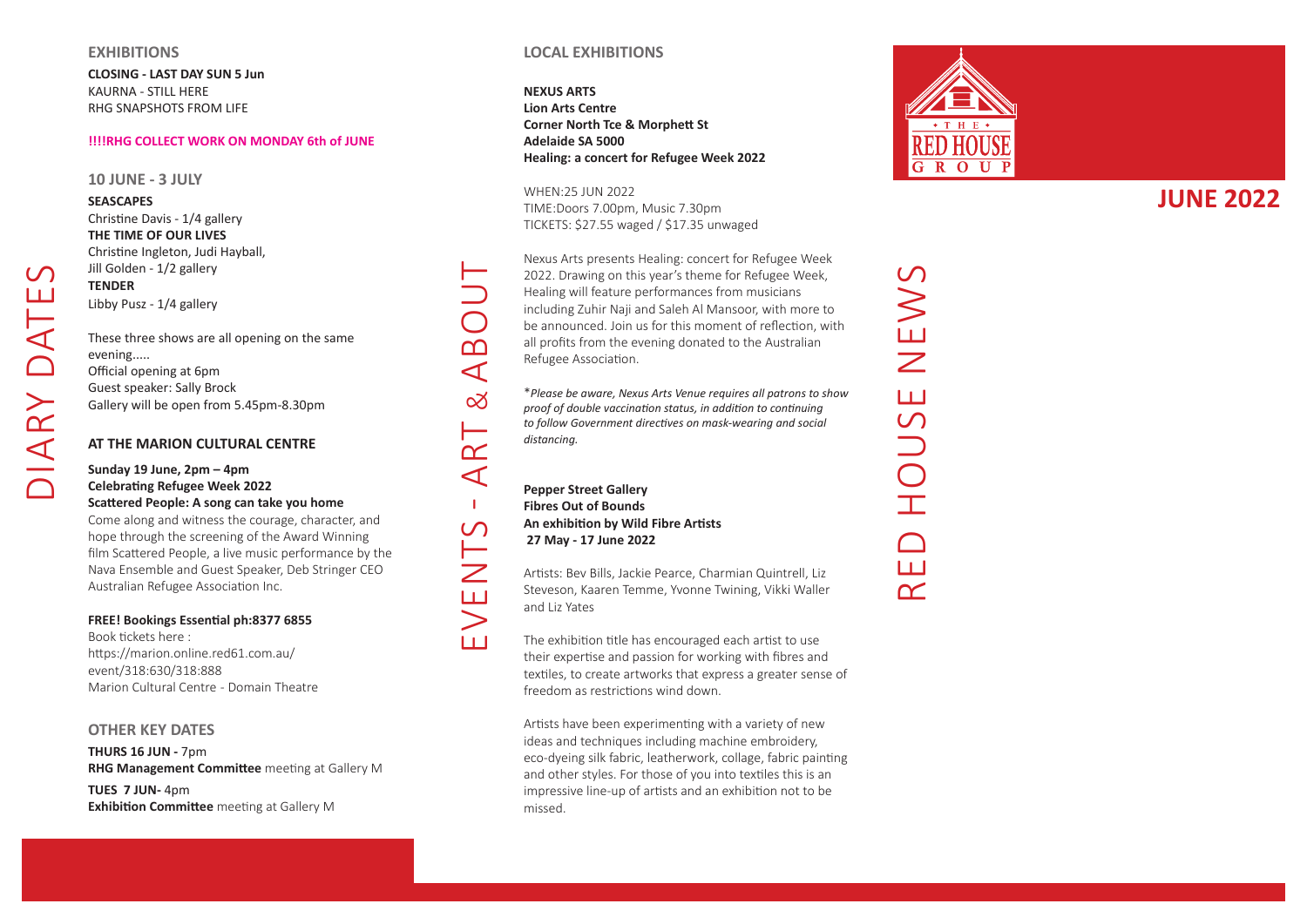# DIARY DATES

## EXHIBITIONS

**CLOSING - LAST DAY SUN 5 Jun**
KAURNA - STILL HERE
RHG SNAPSHOTS FROM LIFE

**!!!!RHG COLLECT WORK ON MONDAY 6th of JUNE**

## 10 JUNE - 3 JULY

**SEASCAPES**
Christine Davis - 1/4 gallery
**THE TIME OF OUR LIVES**
Christine Ingleton, Judi Hayball, Jill Golden - 1/2 gallery
**TENDER**
Libby Pusz - 1/4 gallery

These three shows are all opening on the same evening.....
Official opening at 6pm
Guest speaker: Sally Brock
Gallery will be open from 5.45pm-8.30pm

## AT THE MARION CULTURAL CENTRE

**Sunday 19 June, 2pm – 4pm**
**Celebrating Refugee Week 2022**
**Scattered People: A song can take you home**
Come along and witness the courage, character, and hope through the screening of the Award Winning film Scattered People, a live music performance by the Nava Ensemble and Guest Speaker, Deb Stringer CEO Australian Refugee Association Inc.

**FREE! Bookings Essential ph:8377 6855**
Book tickets here :
https://marion.online.red61.com.au/event/318:630/318:888
Marion Cultural Centre - Domain Theatre

## OTHER KEY DATES

**THURS 16 JUN -** 7pm
**RHG Management Committee** meeting at Gallery M

**TUES 7 JUN-** 4pm
**Exhibition Committee** meeting at Gallery M

# EVENTS - ART & ABOUT

## LOCAL EXHIBITIONS

**NEXUS ARTS**
**Lion Arts Centre**
**Corner North Tce & Morphett St**
**Adelaide SA 5000**
**Healing: a concert for Refugee Week 2022**

WHEN:25 JUN 2022
TIME:Doors 7.00pm, Music 7.30pm
TICKETS: $27.55 waged / $17.35 unwaged

Nexus Arts presents Healing: concert for Refugee Week 2022. Drawing on this year's theme for Refugee Week, Healing will feature performances from musicians including Zuhir Naji and Saleh Al Mansoor, with more to be announced. Join us for this moment of reflection, with all profits from the evening donated to the Australian Refugee Association.

\**Please be aware, Nexus Arts Venue requires all patrons to show proof of double vaccination status, in addition to continuing to follow Government directives on mask-wearing and social distancing.*

**Pepper Street Gallery**
**Fibres Out of Bounds**
**An exhibition by Wild Fibre Artists**
**27 May - 17 June 2022**

Artists: Bev Bills, Jackie Pearce, Charmian Quintrell, Liz Steveson, Kaaren Temme, Yvonne Twining, Vikki Waller and Liz Yates

The exhibition title has encouraged each artist to use their expertise and passion for working with fibres and textiles, to create artworks that express a greater sense of freedom as restrictions wind down.

Artists have been experimenting with a variety of new ideas and techniques including machine embroidery, eco-dyeing silk fabric, leatherwork, collage, fabric painting and other styles. For those of you into textiles this is an impressive line-up of artists and an exhibition not to be missed.

THE RED HOUSE GROUP

# RED HOUSE NEWS

## JUNE 2022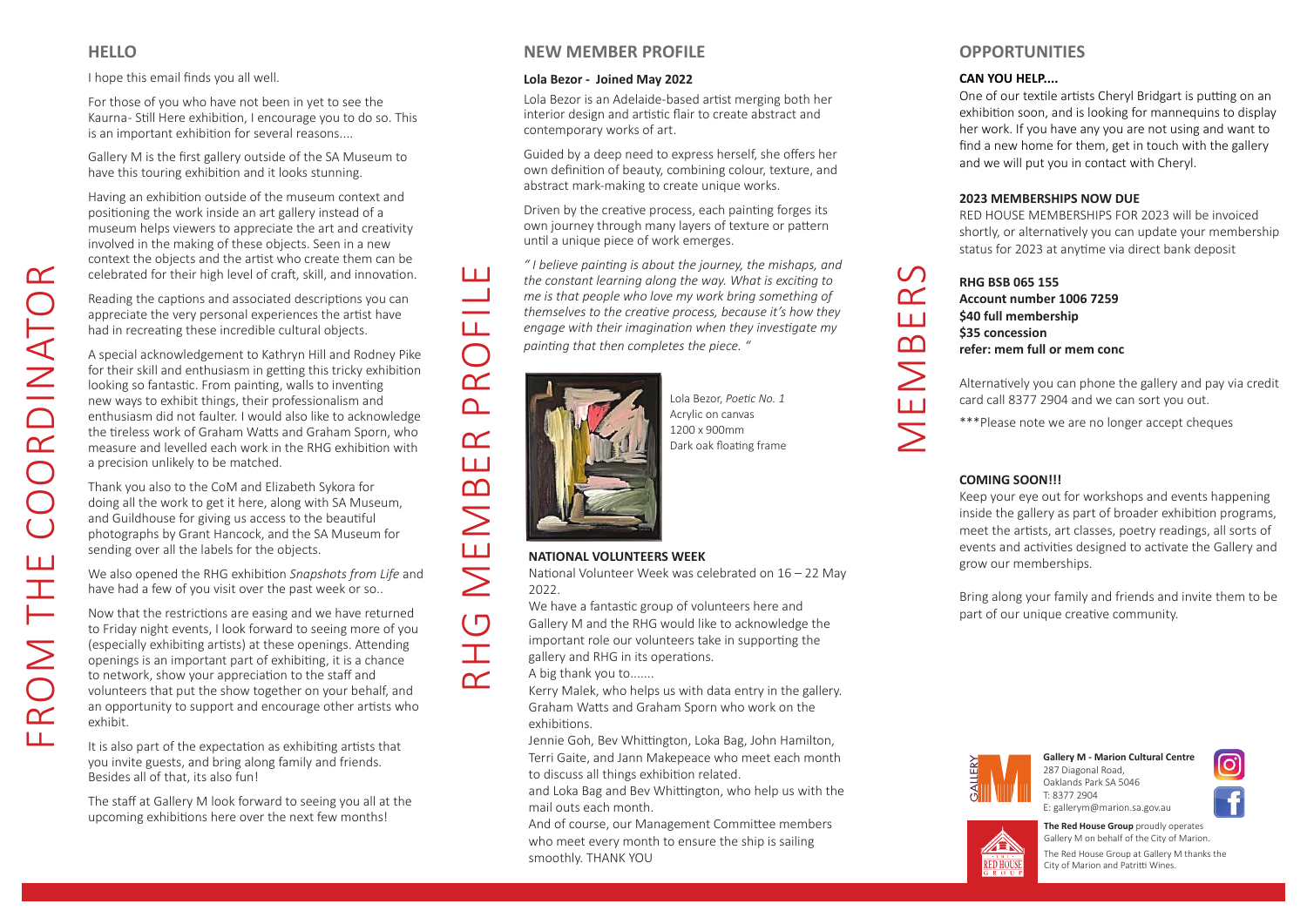# FROM THE COORDINATOR

## HELLO

I hope this email finds you all well.

For those of you who have not been in yet to see the Kaurna- Still Here exhibition, I encourage you to do so. This is an important exhibition for several reasons....

Gallery M is the first gallery outside of the SA Museum to have this touring exhibition and it looks stunning.

Having an exhibition outside of the museum context and positioning the work inside an art gallery instead of a museum helps viewers to appreciate the art and creativity involved in the making of these objects. Seen in a new context the objects and the artist who create them can be celebrated for their high level of craft, skill, and innovation.

Reading the captions and associated descriptions you can appreciate the very personal experiences the artist have had in recreating these incredible cultural objects.

A special acknowledgement to Kathryn Hill and Rodney Pike for their skill and enthusiasm in getting this tricky exhibition looking so fantastic. From painting, walls to inventing new ways to exhibit things, their professionalism and enthusiasm did not faulter. I would also like to acknowledge the tireless work of Graham Watts and Graham Sporn, who measure and levelled each work in the RHG exhibition with a precision unlikely to be matched.

Thank you also to the CoM and Elizabeth Sykora for doing all the work to get it here, along with SA Museum, and Guildhouse for giving us access to the beautiful photographs by Grant Hancock, and the SA Museum for sending over all the labels for the objects.

We also opened the RHG exhibition *Snapshots from Life* and have had a few of you visit over the past week or so..

Now that the restrictions are easing and we have returned to Friday night events, I look forward to seeing more of you (especially exhibiting artists) at these openings. Attending openings is an important part of exhibiting, it is a chance to network, show your appreciation to the staff and volunteers that put the show together on your behalf, and an opportunity to support and encourage other artists who exhibit.

It is also part of the expectation as exhibiting artists that you invite guests, and bring along family and friends. Besides all of that, its also fun!

The staff at Gallery M look forward to seeing you all at the upcoming exhibitions here over the next few months!

# RHG MEMBER PROFILE

## NEW MEMBER PROFILE

**Lola Bezor - Joined May 2022**

Lola Bezor is an Adelaide-based artist merging both her interior design and artistic flair to create abstract and contemporary works of art.

Guided by a deep need to express herself, she offers her own definition of beauty, combining colour, texture, and abstract mark-making to create unique works.

Driven by the creative process, each painting forges its own journey through many layers of texture or pattern until a unique piece of work emerges.

*" I believe painting is about the journey, the mishaps, and the constant learning along the way. What is exciting to me is that people who love my work bring something of themselves to the creative process, because it's how they engage with their imagination when they investigate my painting that then completes the piece. "*

Lola Bezor, *Poetic No. 1*
Acrylic on canvas
1200 x 900mm
Dark oak floating frame

## NATIONAL VOLUNTEERS WEEK

National Volunteer Week was celebrated on 16 – 22 May 2022.

We have a fantastic group of volunteers here and Gallery M and the RHG would like to acknowledge the important role our volunteers take in supporting the gallery and RHG in its operations.

A big thank you to.......

Kerry Malek, who helps us with data entry in the gallery. Graham Watts and Graham Sporn who work on the exhibitions.

Jennie Goh, Bev Whittington, Loka Bag, John Hamilton, Terri Gaite, and Jann Makepeace who meet each month to discuss all things exhibition related.

and Loka Bag and Bev Whittington, who help us with the mail outs each month.

And of course, our Management Committee members who meet every month to ensure the ship is sailing smoothly. THANK YOU

# MEMBERS

## OPPORTUNITIES

**CAN YOU HELP....**

One of our textile artists Cheryl Bridgart is putting on an exhibition soon, and is looking for mannequins to display her work. If you have any you are not using and want to find a new home for them, get in touch with the gallery and we will put you in contact with Cheryl.

**2023 MEMBERSHIPS NOW DUE**

RED HOUSE MEMBERSHIPS FOR 2023 will be invoiced shortly, or alternatively you can update your membership status for 2023 at anytime via direct bank deposit

**RHG BSB 065 155**
**Account number 1006 7259**
**$40 full membership**
**$35 concession**
**refer: mem full or mem conc**

Alternatively you can phone the gallery and pay via credit card call 8377 2904 and we can sort you out.

***Please note we are no longer accept cheques

**COMING SOON!!!**

Keep your eye out for workshops and events happening inside the gallery as part of broader exhibition programs, meet the artists, art classes, poetry readings, all sorts of events and activities designed to activate the Gallery and grow our memberships.

Bring along your family and friends and invite them to be part of our unique creative community.

**Gallery M - Marion Cultural Centre**
287 Diagonal Road,
Oaklands Park SA 5046
T: 8377 2904
E: gallerym@marion.sa.gov.au

**The Red House Group** proudly operates Gallery M on behalf of the City of Marion.

The Red House Group at Gallery M thanks the City of Marion and Patritti Wines.